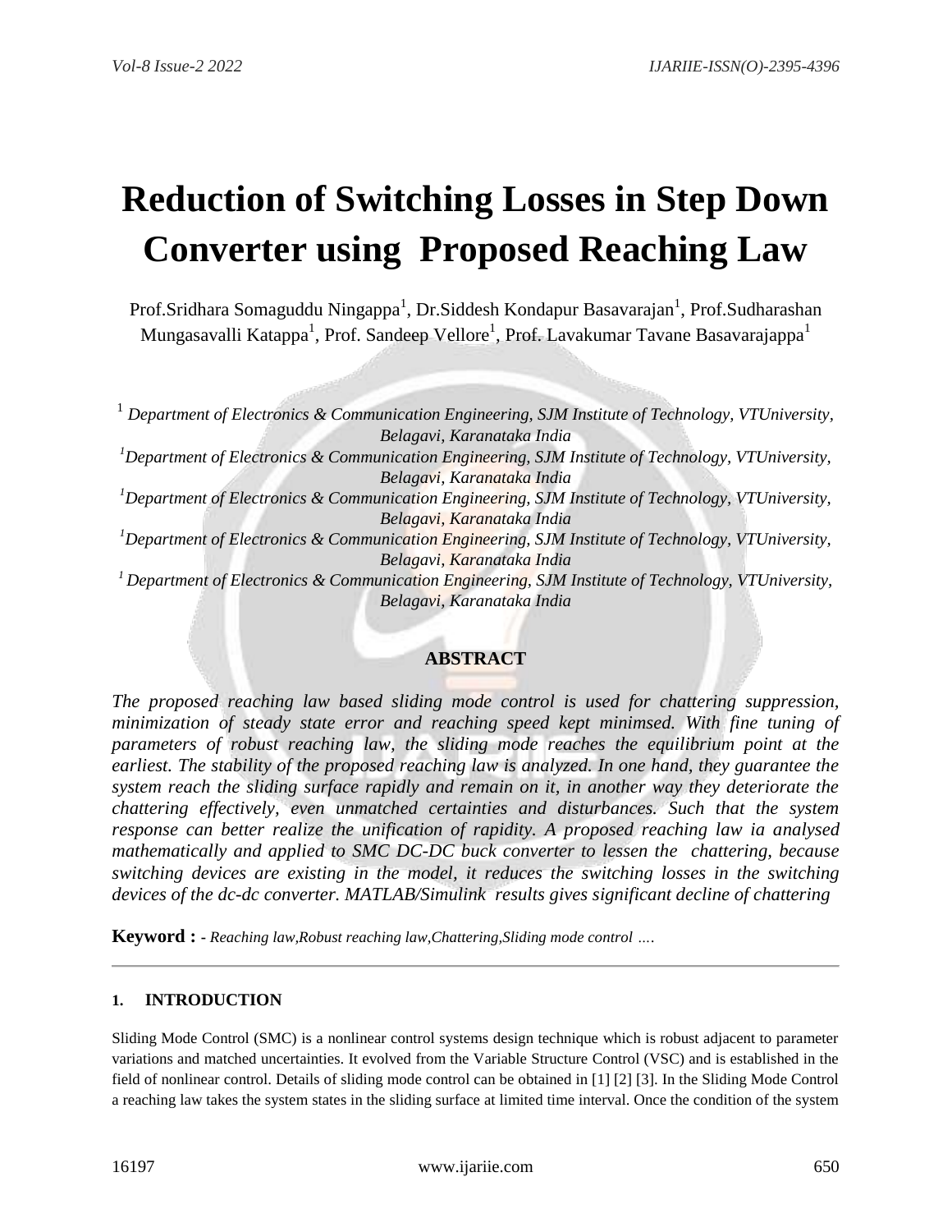# Reduction of Switching Losses in Step Down Converter using Proposed Reaching Law

Prof.Sridhara Somaguddu Ningappa[1], Dr.Siddesh Kondapur Basavarajan[1], Prof.Sudharashan Mungasavalli Katappa[1], Prof. Sandeep Vellore[1], Prof. Lavakumar Tavane Basavarajappa[1]

[1] *Department of Electronics & Communication Engineering, SJM Institute of Technology, VTUniversity, Belagavi, Karanataka India*

[1] *Department of Electronics & Communication Engineering, SJM Institute of Technology, VTUniversity, Belagavi, Karanataka India*

[1] *Department of Electronics & Communication Engineering, SJM Institute of Technology, VTUniversity, Belagavi, Karanataka India*

[1] *Department of Electronics & Communication Engineering, SJM Institute of Technology, VTUniversity, Belagavi, Karanataka India*

[1] *Department of Electronics & Communication Engineering, SJM Institute of Technology, VTUniversity, Belagavi, Karanataka India*

## ABSTRACT

*The proposed reaching law based sliding mode control is used for chattering suppression, minimization of steady state error and reaching speed kept minimsed. With fine tuning of parameters of robust reaching law, the sliding mode reaches the equilibrium point at the earliest. The stability of the proposed reaching law is analyzed. In one hand, they guarantee the system reach the sliding surface rapidly and remain on it, in another way they deteriorate the chattering effectively, even unmatched certainties and disturbances. Such that the system response can better realize the unification of rapidity. A proposed reaching law ia analysed mathematically and applied to SMC DC-DC buck converter to lessen the chattering, because switching devices are existing in the model, it reduces the switching losses in the switching devices of the dc-dc converter. MATLAB/Simulink results gives significant decline of chattering*

**Keyword :** - *Reaching law,Robust reaching law,Chattering,Sliding mode control ….*

## 1. INTRODUCTION

Sliding Mode Control (SMC) is a nonlinear control systems design technique which is robust adjacent to parameter variations and matched uncertainties. It evolved from the Variable Structure Control (VSC) and is established in the field of nonlinear control. Details of sliding mode control can be obtained in [1] [2] [3]. In the Sliding Mode Control a reaching law takes the system states in the sliding surface at limited time interval. Once the condition of the system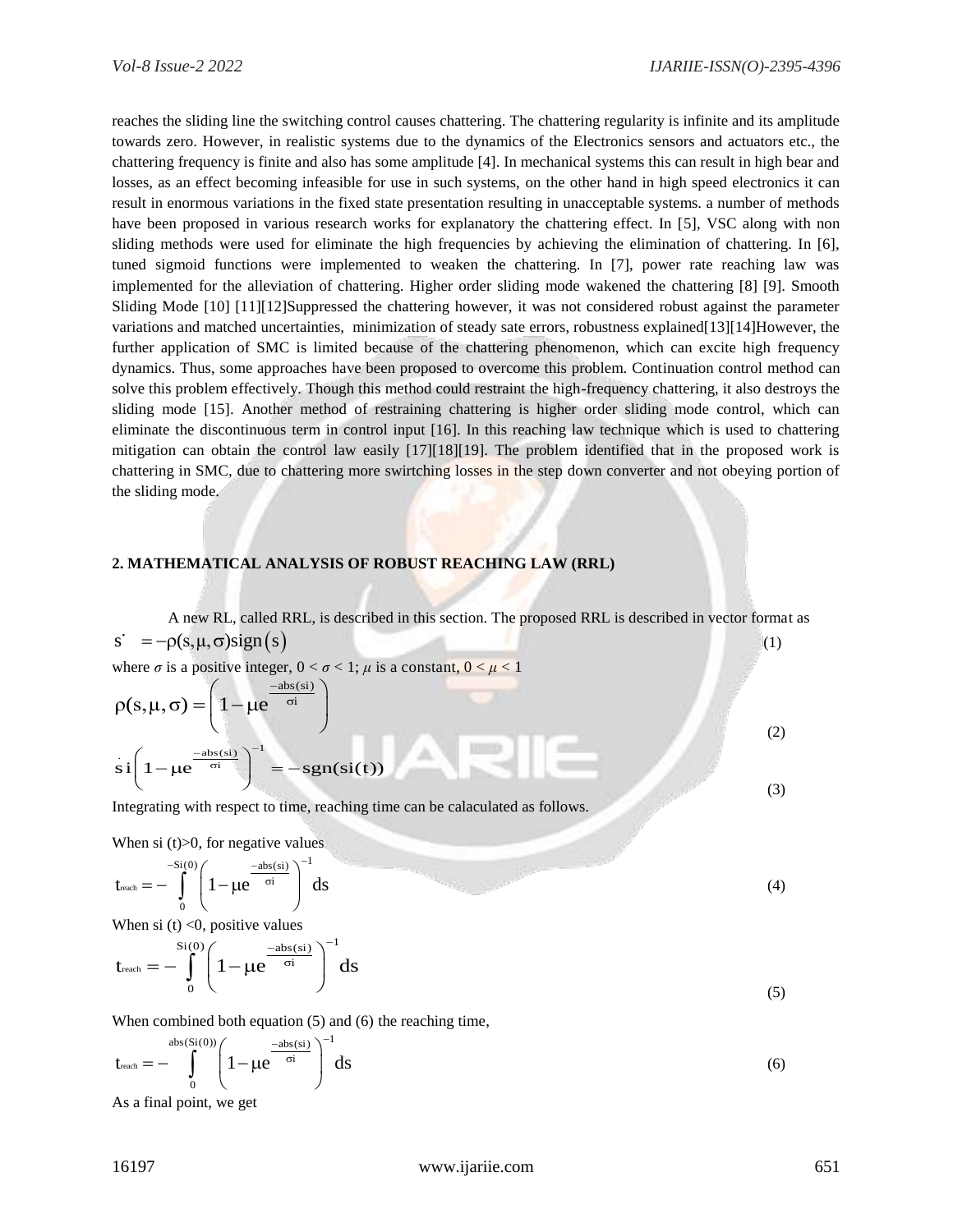reaches the sliding line the switching control causes chattering. The chattering regularity is infinite and its amplitude towards zero. However, in realistic systems due to the dynamics of the Electronics sensors and actuators etc., the chattering frequency is finite and also has some amplitude [4]. In mechanical systems this can result in high bear and losses, as an effect becoming infeasible for use in such systems, on the other hand in high speed electronics it can result in enormous variations in the fixed state presentation resulting in unacceptable systems. a number of methods have been proposed in various research works for explanatory the chattering effect. In [5], VSC along with non sliding methods were used for eliminate the high frequencies by achieving the elimination of chattering. In [6], tuned sigmoid functions were implemented to weaken the chattering. In [7], power rate reaching law was implemented for the alleviation of chattering. Higher order sliding mode wakened the chattering [8] [9]. Smooth Sliding Mode [10] [11][12]Suppressed the chattering however, it was not considered robust against the parameter variations and matched uncertainties, minimization of steady sate errors, robustness explained[13][14]However, the further application of SMC is limited because of the chattering phenomenon, which can excite high frequency dynamics. Thus, some approaches have been proposed to overcome this problem. Continuation control method can solve this problem effectively. Though this method could restraint the high-frequency chattering, it also destroys the sliding mode [15]. Another method of restraining chattering is higher order sliding mode control, which can eliminate the discontinuous term in control input [16]. In this reaching law technique which is used to chattering mitigation can obtain the control law easily [17][18][19]. The problem identified that in the proposed work is chattering in SMC, due to chattering more swirtching losses in the step down converter and not obeying portion of the sliding mode.

## 2. MATHEMATICAL ANALYSIS OF ROBUST REACHING LAW (RRL)

A new RL, called RRL, is described in this section. The proposed RRL is described in vector format as

$$\dot{s} = -\rho(s,\mu,\sigma)\operatorname{sign}(s) \tag{1}$$

where $\sigma$ is a positive integer, $0 < \sigma < 1$; $\mu$ is a constant, $0 < \mu < 1$

$$\rho(s,\mu,\sigma) = \left(1 - \mu e^{\frac{-\operatorname{abs}(si)}{\sigma i}}\right) \tag{2}$$

$$\dot{s}i\left(1 - \mu e^{\frac{-\operatorname{abs}(si)}{\sigma i}}\right)^{-1} = -\operatorname{sgn}(si(t)) \tag{3}$$

Integrating with respect to time, reaching time can be calaculated as follows.

When si (t)>0, for negative values

$$t_{reach} = -\int_{0}^{-Si(0)} \left(1 - \mu e^{\frac{-\operatorname{abs}(si)}{\sigma i}}\right)^{-1} ds \tag{4}$$

When si (t) <0, positive values

$$t_{reach} = -\int_{0}^{Si(0)} \left(1 - \mu e^{\frac{-\operatorname{abs}(si)}{\sigma i}}\right)^{-1} ds \tag{5}$$

When combined both equation (5) and (6) the reaching time,

$$t_{reach} = -\int_{0}^{\operatorname{abs}(Si(0))} \left(1 - \mu e^{\frac{-\operatorname{abs}(si)}{\sigma i}}\right)^{-1} ds \tag{6}$$

As a final point, we get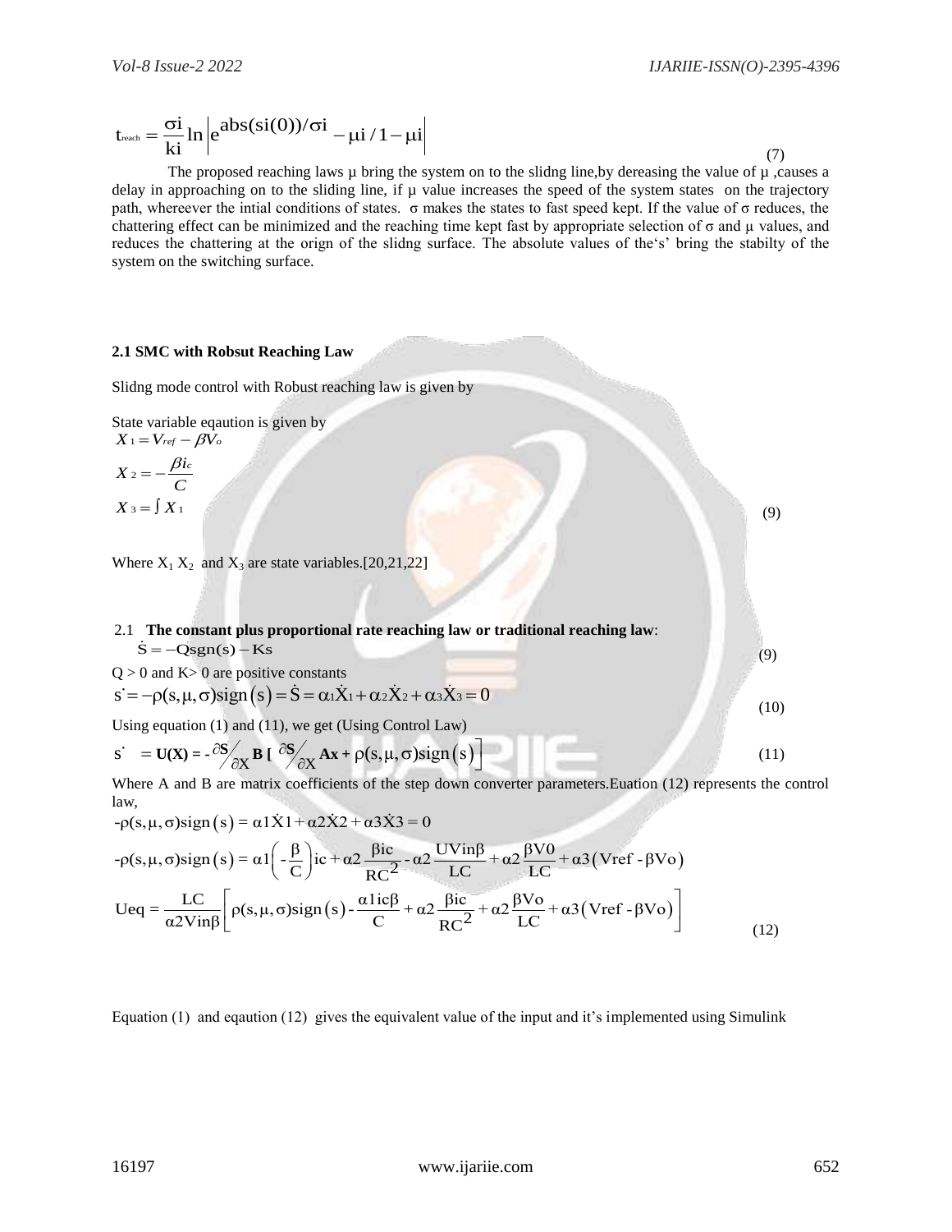$$t_{reach} = \frac{\sigma i}{ki} \ln \left| e^{abs(si(0))/\sigma i} - \mu i / 1 - \mu i \right| \tag{7}$$

The proposed reaching laws μ bring the system on to the slidng line,by dereasing the value of μ ,causes a delay in approaching on to the sliding line, if μ value increases the speed of the system states on the trajectory path, whereever the intial conditions of states. σ makes the states to fast speed kept. If the value of σ reduces, the chattering effect can be minimized and the reaching time kept fast by appropriate selection of σ and μ values, and reduces the chattering at the orign of the slidng surface. The absolute values of the's' bring the stabilty of the system on the switching surface.

**2.1 SMC with Robsut Reaching Law**

Slidng mode control with Robust reaching law is given by

State variable eqaution is given by

$$X_1 = V_{ref} - \beta V_o$$

$$X_2 = -\frac{\beta i_c}{C}$$

$$X_3 = \int X_1 \tag{9}$$

Where $X_1$ $X_2$ and $X_3$ are state variables.[20,21,22]

2.1 **The constant plus proportional rate reaching law or traditional reaching law**:

$$\dot{S} = -Q\text{sgn}(s) - Ks \tag{9}$$

Q > 0 and K> 0 are positive constants

$$\dot{s} = -\rho(s,\mu,\sigma)\text{sign}(s) = \dot{S} = \alpha_1\dot{X}_1 + \alpha_2\dot{X}_2 + \alpha_3\dot{X}_3 = 0 \tag{10}$$

Using equation (1) and (11), we get (Using Control Law)

$$\dot{s} = \mathbf{U(X)} = -\frac{\partial S}{\partial X}\mathbf{B} \left[ \frac{\partial S}{\partial X}\mathbf{Ax} + \rho(s,\mu,\sigma)\text{sign}(s) \right] \tag{11}$$

Where A and B are matrix coefficients of the step down converter parameters.Euation (12) represents the control law,

$$-\rho(s,\mu,\sigma)\text{sign}(s) = \alpha 1\dot{X}1 + \alpha 2\dot{X}2 + \alpha 3\dot{X}3 = 0$$

$$-\rho(s,\mu,\sigma)\text{sign}(s) = \alpha 1\left(-\frac{\beta}{C}\right)ic + \alpha 2\frac{\beta ic}{RC^2} - \alpha 2\frac{UVin\beta}{LC} + \alpha 2\frac{\beta V0}{LC} + \alpha 3(Vref - \beta Vo)$$

$$Ueq = \frac{LC}{\alpha 2 Vin\beta}\left[\rho(s,\mu,\sigma)\text{sign}(s) - \frac{\alpha 1 ic\beta}{C} + \alpha 2\frac{\beta ic}{RC^2} + \alpha 2\frac{\beta Vo}{LC} + \alpha 3(Vref - \beta Vo)\right] \tag{12}$$

Equation (1) and eqaution (12) gives the equivalent value of the input and it's implemented using Simulink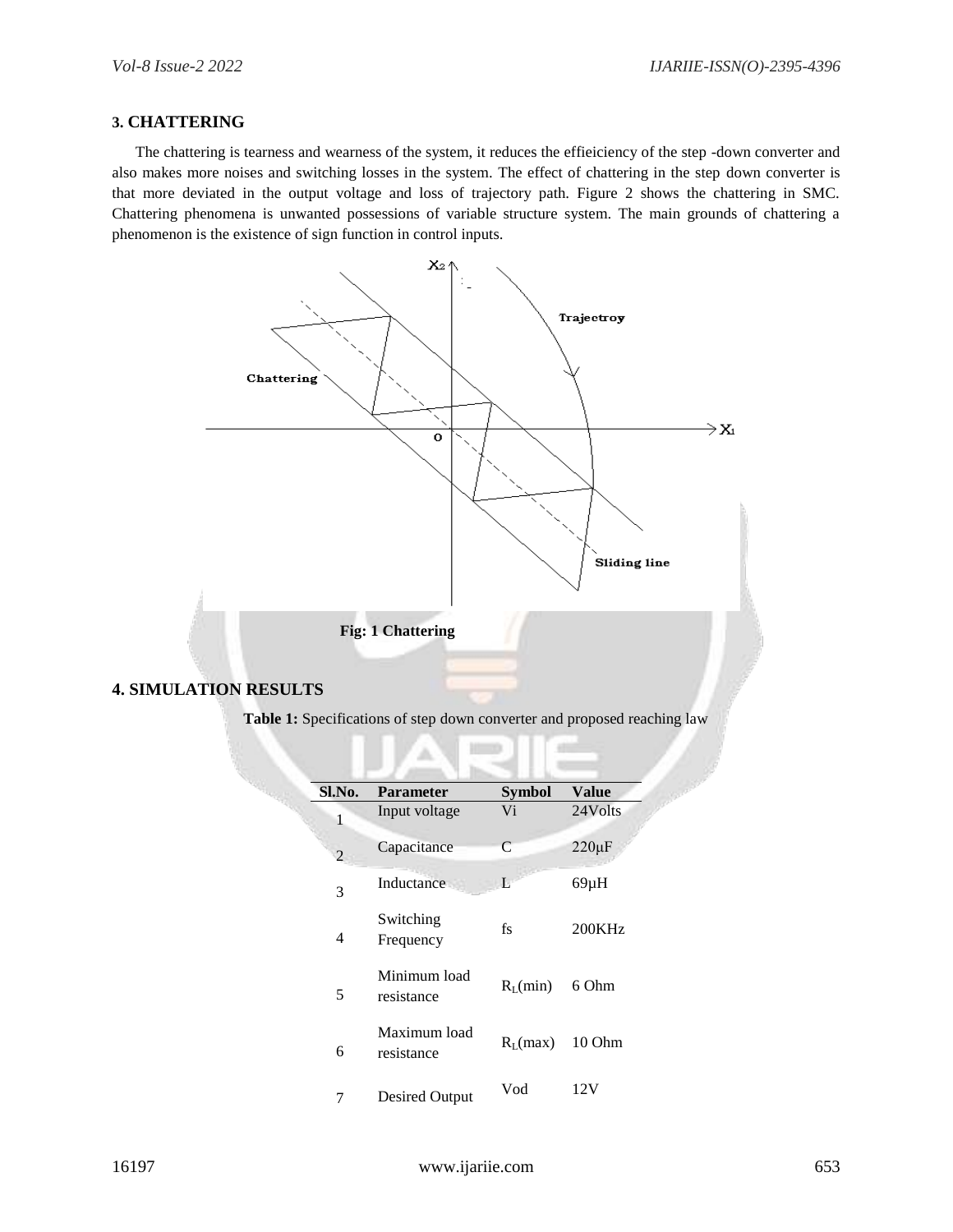## 3. CHATTERING

The chattering is tearness and wearness of the system, it reduces the effieiciency of the step -down converter and also makes more noises and switching losses in the system. The effect of chattering in the step down converter is that more deviated in the output voltage and loss of trajectory path. Figure 2 shows the chattering in SMC. Chattering phenomena is unwanted possessions of variable structure system. The main grounds of chattering a phenomenon is the existence of sign function in control inputs.

**Fig: 1 Chattering**

## 4. SIMULATION RESULTS

**Table 1:** Specifications of step down converter and proposed reaching law

| Sl.No. | Parameter | Symbol | Value |
|---|---|---|---|
| 1 | Input voltage | Vi | 24Volts |
| 2 | Capacitance | C | 220μF |
| 3 | Inductance | L | 69μH |
| 4 | Switching Frequency | fs | 200KHz |
| 5 | Minimum load resistance | $R_L$(min) | 6 Ohm |
| 6 | Maximum load resistance | $R_L$(max) | 10 Ohm |
| 7 | Desired Output | Vod | 12V |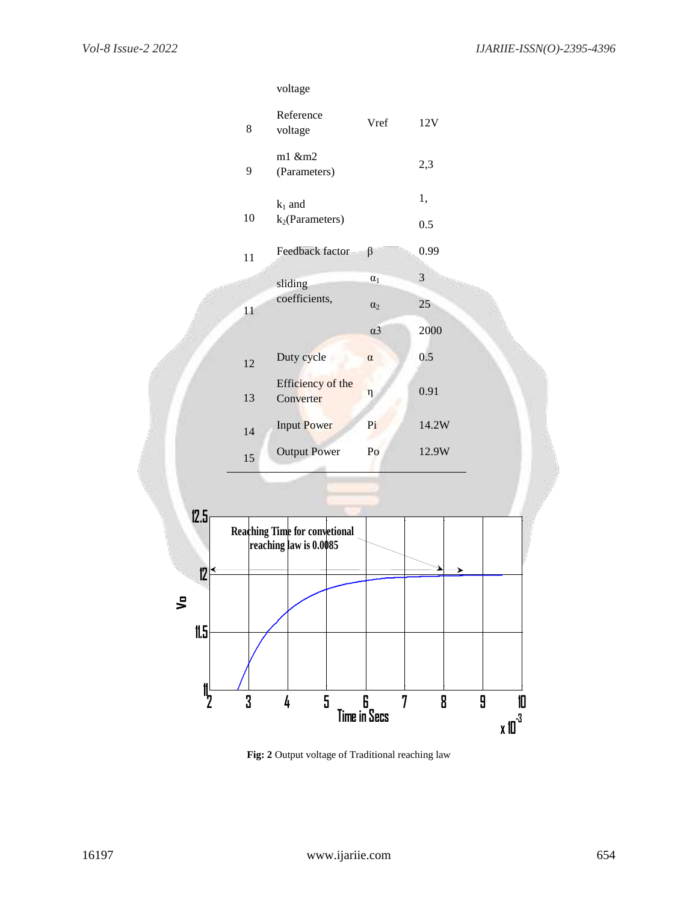| | voltage | | |
|---|---|---|---|
| 8 | Reference voltage | Vref | 12V |
| 9 | m1 &m2 (Parameters) | | 2,3 |
| 10 | $k_1$ and $k_2$(Parameters) | | 1, 0.5 |
| 11 | Feedback factor | β | 0.99 |
| 11 | sliding coefficients, | $\alpha_1$ | 3 |
| | | $\alpha_2$ | 25 |
| | | α3 | 2000 |
| 12 | Duty cycle | α | 0.5 |
| 13 | Efficiency of the Converter | η | 0.91 |
| 14 | Input Power | Pi | 14.2W |
| 15 | Output Power | Po | 12.9W |

**Fig: 2** Output voltage of Traditional reaching law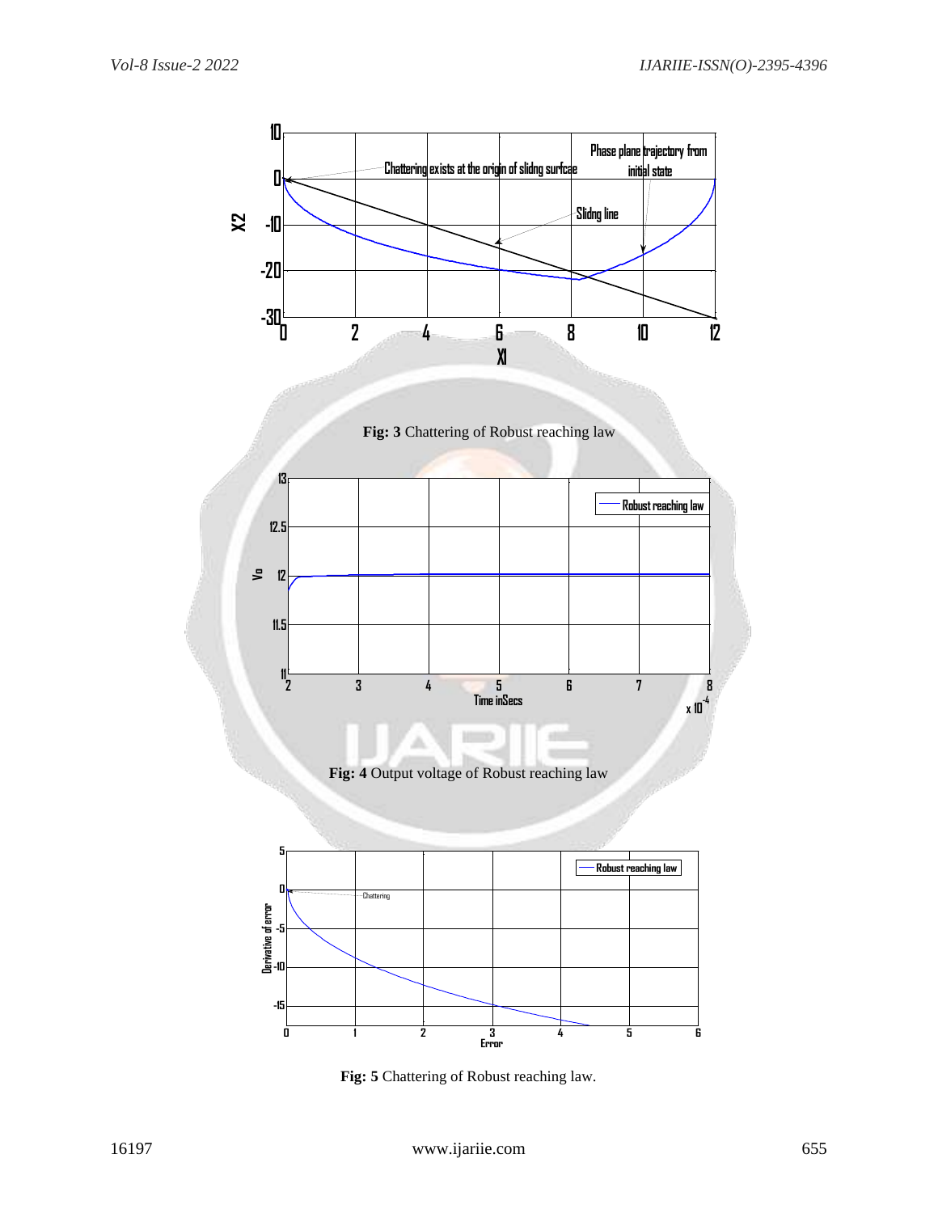Fig: 3 Chattering of Robust reaching law

Fig: 4 Output voltage of Robust reaching law

Fig: 5 Chattering of Robust reaching law.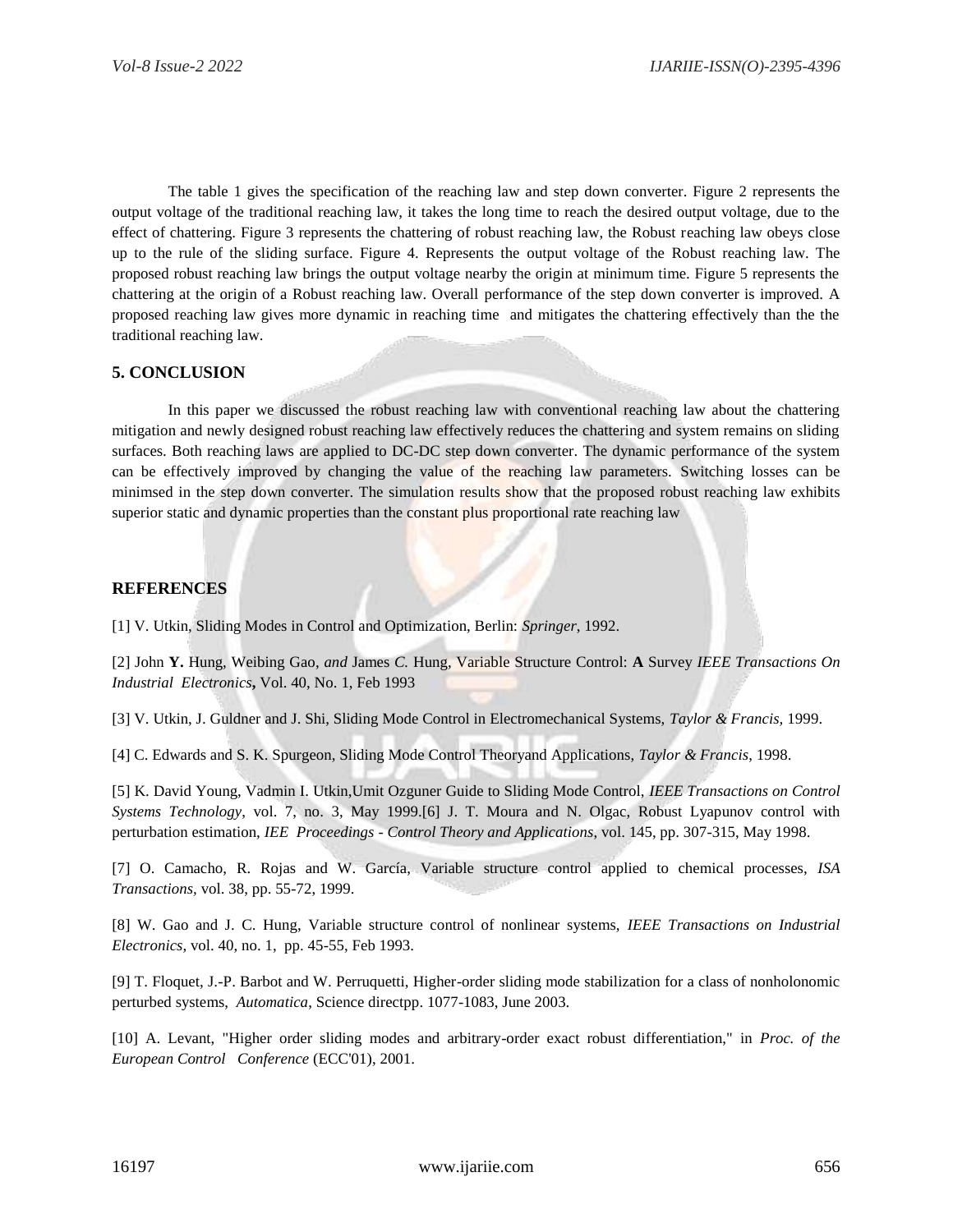The table 1 gives the specification of the reaching law and step down converter. Figure 2 represents the output voltage of the traditional reaching law, it takes the long time to reach the desired output voltage, due to the effect of chattering. Figure 3 represents the chattering of robust reaching law, the Robust reaching law obeys close up to the rule of the sliding surface. Figure 4. Represents the output voltage of the Robust reaching law. The proposed robust reaching law brings the output voltage nearby the origin at minimum time. Figure 5 represents the chattering at the origin of a Robust reaching law. Overall performance of the step down converter is improved. A proposed reaching law gives more dynamic in reaching time and mitigates the chattering effectively than the the traditional reaching law.

## 5. CONCLUSION

In this paper we discussed the robust reaching law with conventional reaching law about the chattering mitigation and newly designed robust reaching law effectively reduces the chattering and system remains on sliding surfaces. Both reaching laws are applied to DC-DC step down converter. The dynamic performance of the system can be effectively improved by changing the value of the reaching law parameters. Switching losses can be minimsed in the step down converter. The simulation results show that the proposed robust reaching law exhibits superior static and dynamic properties than the constant plus proportional rate reaching law

## REFERENCES

[1] V. Utkin, Sliding Modes in Control and Optimization, Berlin: *Springer*, 1992.

[2] John **Y.** Hung, Weibing Gao, *and* James *C.* Hung, Variable Structure Control: **A** Survey *IEEE Transactions On Industrial Electronics***,** Vol. 40, No. 1, Feb 1993

[3] V. Utkin, J. Guldner and J. Shi, Sliding Mode Control in Electromechanical Systems, *Taylor & Francis*, 1999.

[4] C. Edwards and S. K. Spurgeon, Sliding Mode Control Theoryand Applications, *Taylor & Francis*, 1998.

[5] K. David Young, Vadmin I. Utkin,Umit Ozguner Guide to Sliding Mode Control, *IEEE Transactions on Control Systems Technology*, vol. 7, no. 3, May 1999.[6] J. T. Moura and N. Olgac, Robust Lyapunov control with perturbation estimation, *IEE Proceedings - Control Theory and Applications*, vol. 145, pp. 307-315, May 1998.

[7] O. Camacho, R. Rojas and W. García, Variable structure control applied to chemical processes, *ISA Transactions*, vol. 38, pp. 55-72, 1999.

[8] W. Gao and J. C. Hung, Variable structure control of nonlinear systems, *IEEE Transactions on Industrial Electronics*, vol. 40, no. 1, pp. 45-55, Feb 1993.

[9] T. Floquet, J.-P. Barbot and W. Perruquetti, Higher-order sliding mode stabilization for a class of nonholonomic perturbed systems, *Automatica*, Science directpp. 1077-1083, June 2003.

[10] A. Levant, "Higher order sliding modes and arbitrary-order exact robust differentiation," in *Proc. of the European Control Conference* (ECC'01), 2001.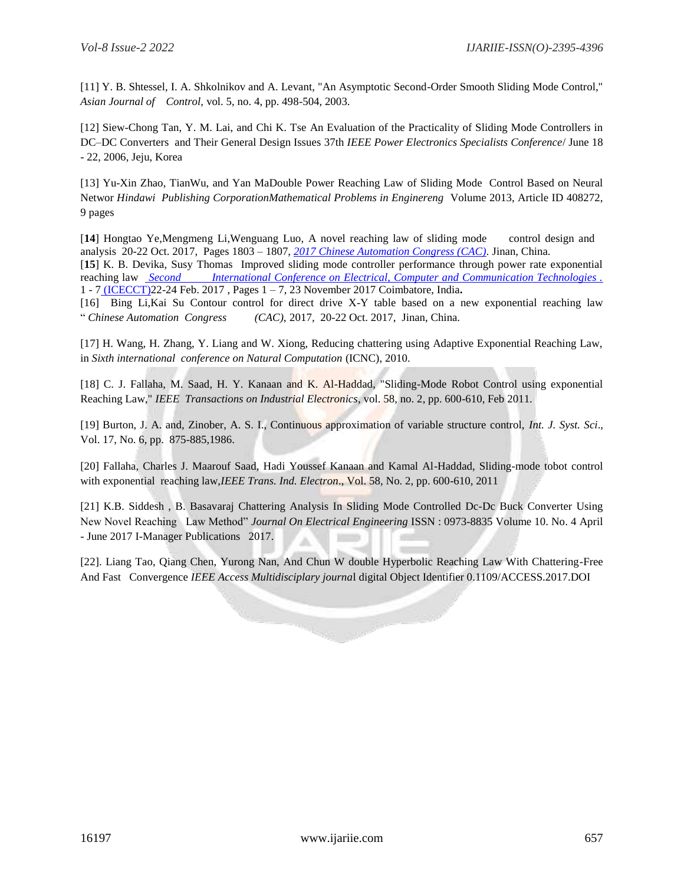[11] Y. B. Shtessel, I. A. Shkolnikov and A. Levant, "An Asymptotic Second-Order Smooth Sliding Mode Control," *Asian Journal of Control,* vol. 5, no. 4, pp. 498-504, 2003.

[12] Siew-Chong Tan, Y. M. Lai, and Chi K. Tse An Evaluation of the Practicality of Sliding Mode Controllers in DC–DC Converters and Their General Design Issues 37th *IEEE Power Electronics Specialists Conference*/ June 18 - 22, 2006, Jeju, Korea

[13] Yu-Xin Zhao, TianWu, and Yan MaDouble Power Reaching Law of Sliding Mode Control Based on Neural Networ *Hindawi Publishing CorporationMathematical Problems in Enginereng* Volume 2013, Article ID 408272, 9 pages

[**14**] Hongtao Ye,Mengmeng Li,Wenguang Luo, A novel reaching law of sliding mode control design and analysis 20-22 Oct. 2017, Pages 1803 – 1807, *2017 Chinese Automation Congress (CAC).* Jinan, China.

[**15**] K. B. Devika, Susy Thomas Improved sliding mode controller performance through power rate exponential reaching law *Second International Conference on Electrical, Computer and Communication Technologies .* 1 - 7 (ICECCT)22-24 Feb. 2017 , Pages 1 – 7, 23 November 2017 Coimbatore, India**.**

[16] Bing Li,Kai Su Contour control for direct drive X-Y table based on a new exponential reaching law " *Chinese Automation Congress (CAC),* 2017, 20-22 Oct. 2017, Jinan, China.

[17] H. Wang, H. Zhang, Y. Liang and W. Xiong, Reducing chattering using Adaptive Exponential Reaching Law, in *Sixth international conference on Natural Computation* (ICNC), 2010.

[18] C. J. Fallaha, M. Saad, H. Y. Kanaan and K. Al-Haddad, "Sliding-Mode Robot Control using exponential Reaching Law," *IEEE Transactions on Industrial Electronics*, vol. 58, no. 2, pp. 600-610, Feb 2011.

[19] Burton, J. A. and, Zinober, A. S. I., Continuous approximation of variable structure control, *Int. J. Syst. Sci*., Vol. 17, No. 6, pp. 875-885,1986.

[20] Fallaha, Charles J. Maarouf Saad, Hadi Youssef Kanaan and Kamal Al-Haddad, Sliding-mode tobot control with exponential reaching law,*IEEE Trans. Ind. Electron*., Vol. 58, No. 2, pp. 600-610, 2011

[21] K.B. Siddesh , B. Basavaraj Chattering Analysis In Sliding Mode Controlled Dc-Dc Buck Converter Using New Novel Reaching Law Method" *Journal On Electrical Engineering* ISSN : 0973-8835 Volume 10. No. 4 April - June 2017 I-Manager Publications 2017.

[22]. Liang Tao, Qiang Chen, Yurong Nan, And Chun W double Hyperbolic Reaching Law With Chattering-Free And Fast Convergence *IEEE Access Multidisciplary journa*l digital Object Identifier 0.1109/ACCESS.2017.DOI